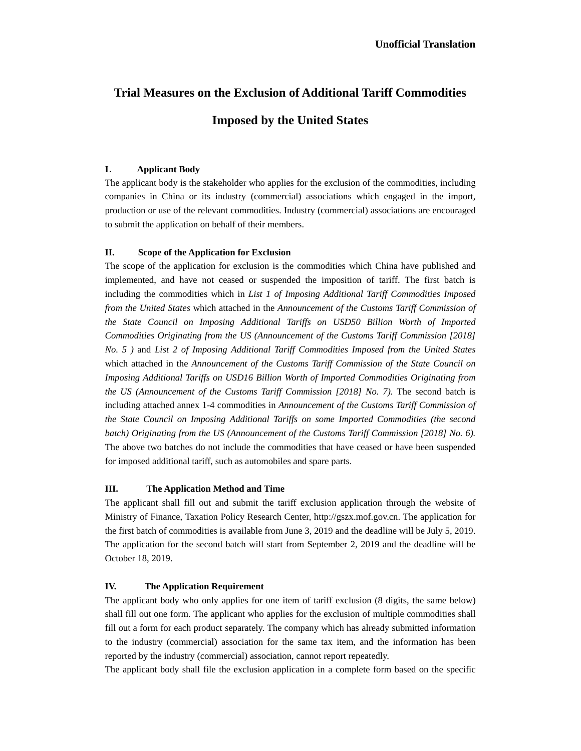**Unofficial Translation**

# Trial Measures on the Exclusion of Additional Tariff Commodities Imposed by the United States

## I. Applicant Body

The applicant body is the stakeholder who applies for the exclusion of the commodities, including companies in China or its industry (commercial) associations which engaged in the import, production or use of the relevant commodities. Industry (commercial) associations are encouraged to submit the application on behalf of their members.

## II. Scope of the Application for Exclusion

The scope of the application for exclusion is the commodities which China have published and implemented, and have not ceased or suspended the imposition of tariff. The first batch is including the commodities which in *List 1 of Imposing Additional Tariff Commodities Imposed from the United States* which attached in the *Announcement of the Customs Tariff Commission of the State Council on Imposing Additional Tariffs on USD50 Billion Worth of Imported Commodities Originating from the US (Announcement of the Customs Tariff Commission [2018] No. 5 )* and *List 2 of Imposing Additional Tariff Commodities Imposed from the United States* which attached in the *Announcement of the Customs Tariff Commission of the State Council on Imposing Additional Tariffs on USD16 Billion Worth of Imported Commodities Originating from the US (Announcement of the Customs Tariff Commission [2018] No. 7).* The second batch is including attached annex 1-4 commodities in *Announcement of the Customs Tariff Commission of the State Council on Imposing Additional Tariffs on some Imported Commodities (the second batch) Originating from the US (Announcement of the Customs Tariff Commission [2018] No. 6).* The above two batches do not include the commodities that have ceased or have been suspended for imposed additional tariff, such as automobiles and spare parts.

## III. The Application Method and Time

The applicant shall fill out and submit the tariff exclusion application through the website of Ministry of Finance, Taxation Policy Research Center, http://gszx.mof.gov.cn. The application for the first batch of commodities is available from June 3, 2019 and the deadline will be July 5, 2019. The application for the second batch will start from September 2, 2019 and the deadline will be October 18, 2019.

## IV. The Application Requirement

The applicant body who only applies for one item of tariff exclusion (8 digits, the same below) shall fill out one form. The applicant who applies for the exclusion of multiple commodities shall fill out a form for each product separately. The company which has already submitted information to the industry (commercial) association for the same tax item, and the information has been reported by the industry (commercial) association, cannot report repeatedly.

The applicant body shall file the exclusion application in a complete form based on the specific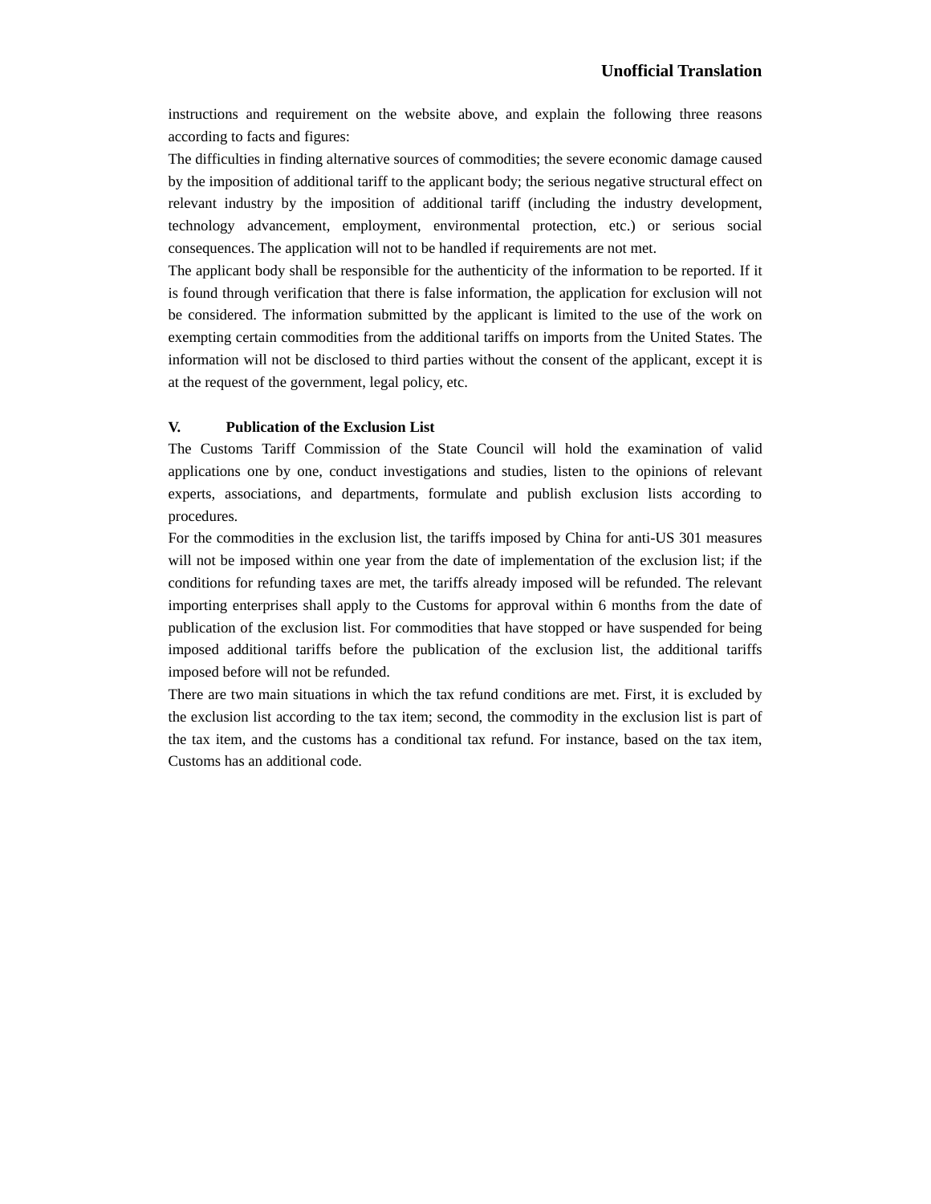instructions and requirement on the website above, and explain the following three reasons according to facts and figures:

The difficulties in finding alternative sources of commodities; the severe economic damage caused by the imposition of additional tariff to the applicant body; the serious negative structural effect on relevant industry by the imposition of additional tariff (including the industry development, technology advancement, employment, environmental protection, etc.) or serious social consequences. The application will not to be handled if requirements are not met.

The applicant body shall be responsible for the authenticity of the information to be reported. If it is found through verification that there is false information, the application for exclusion will not be considered. The information submitted by the applicant is limited to the use of the work on exempting certain commodities from the additional tariffs on imports from the United States. The information will not be disclosed to third parties without the consent of the applicant, except it is at the request of the government, legal policy, etc.

## V. Publication of the Exclusion List

The Customs Tariff Commission of the State Council will hold the examination of valid applications one by one, conduct investigations and studies, listen to the opinions of relevant experts, associations, and departments, formulate and publish exclusion lists according to procedures.

For the commodities in the exclusion list, the tariffs imposed by China for anti-US 301 measures will not be imposed within one year from the date of implementation of the exclusion list; if the conditions for refunding taxes are met, the tariffs already imposed will be refunded. The relevant importing enterprises shall apply to the Customs for approval within 6 months from the date of publication of the exclusion list. For commodities that have stopped or have suspended for being imposed additional tariffs before the publication of the exclusion list, the additional tariffs imposed before will not be refunded.

There are two main situations in which the tax refund conditions are met. First, it is excluded by the exclusion list according to the tax item; second, the commodity in the exclusion list is part of the tax item, and the customs has a conditional tax refund. For instance, based on the tax item, Customs has an additional code.